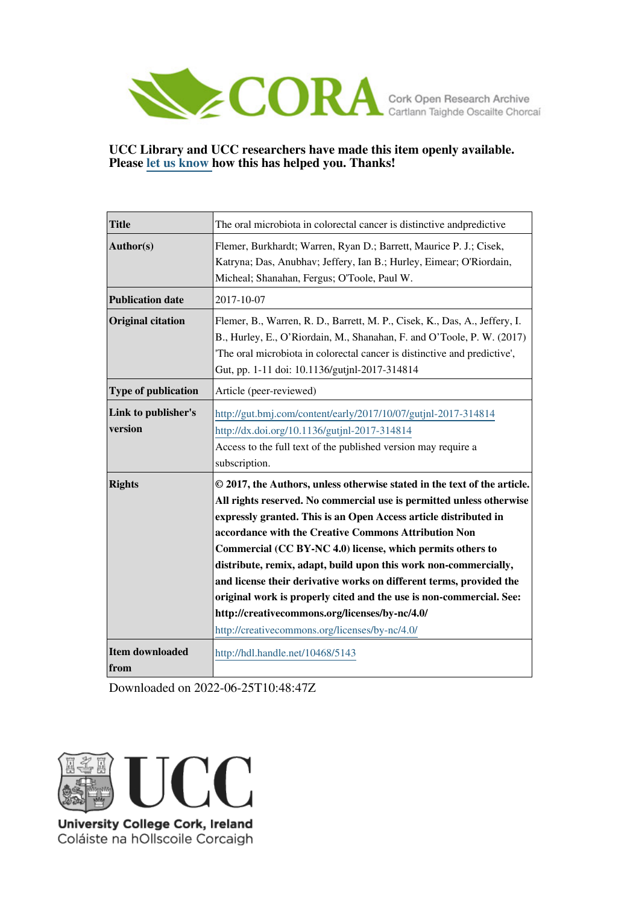UCC Library and UCC researchers have made this item openly available.
Please let us know how this has helped you. Thanks!

| Title | The oral microbiota in colorectal cancer is distinctive andpredictive |
|---|---|
| Author(s) | Flemer, Burkhardt; Warren, Ryan D.; Barrett, Maurice P. J.; Cisek, Katryna; Das, Anubhav; Jeffery, Ian B.; Hurley, Eimear; O'Riordain, Micheal; Shanahan, Fergus; O'Toole, Paul W. |
| Publication date | 2017-10-07 |
| Original citation | Flemer, B., Warren, R. D., Barrett, M. P., Cisek, K., Das, A., Jeffery, I. B., Hurley, E., O'Riordain, M., Shanahan, F. and O'Toole, P. W. (2017) 'The oral microbiota in colorectal cancer is distinctive and predictive', Gut, pp. 1-11 doi: 10.1136/gutjnl-2017-314814 |
| Type of publication | Article (peer-reviewed) |
| Link to publisher's version | http://gut.bmj.com/content/early/2017/10/07/gutjnl-2017-314814 http://dx.doi.org/10.1136/gutjnl-2017-314814 Access to the full text of the published version may require a subscription. |
| Rights | **© 2017, the Authors, unless otherwise stated in the text of the article. All rights reserved. No commercial use is permitted unless otherwise expressly granted. This is an Open Access article distributed in accordance with the Creative Commons Attribution Non Commercial (CC BY-NC 4.0) license, which permits others to distribute, remix, adapt, build upon this work non-commercially, and license their derivative works on different terms, provided the original work is properly cited and the use is non-commercial. See: http://creativecommons.org/licenses/by-nc/4.0/** http://creativecommons.org/licenses/by-nc/4.0/ |
| Item downloaded from | http://hdl.handle.net/10468/5143 |

Downloaded on 2022-06-25T10:48:47Z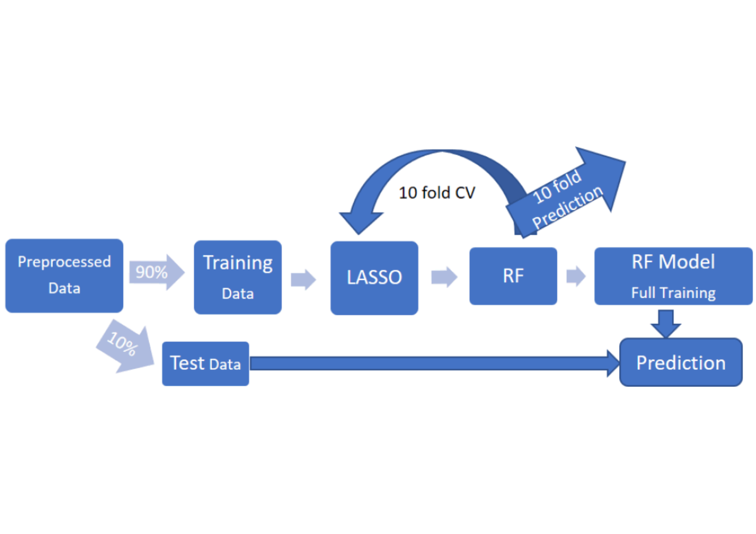Preprocessed Data

90%

10%

Training Data

Test Data

LASSO

10 fold CV

RF

10 fold Prediction

RF Model Full Training

Prediction